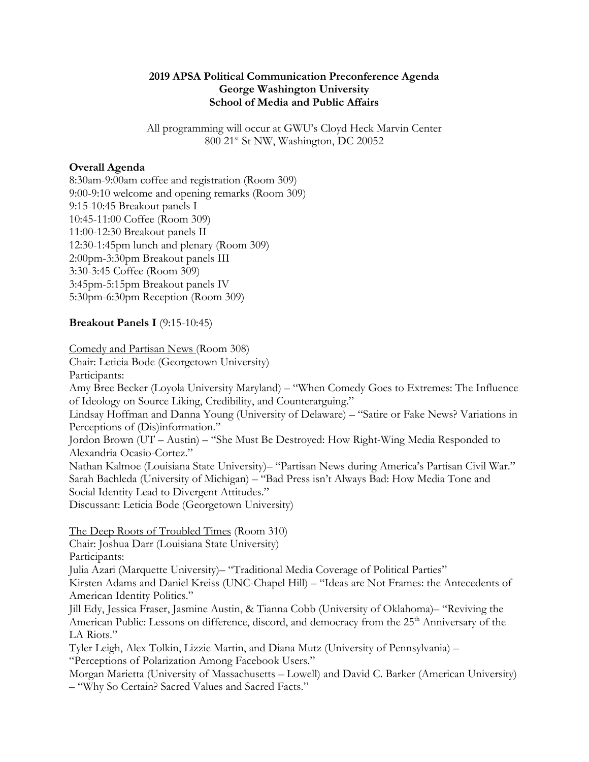**2019 APSA Political Communication Preconference Agenda**
**George Washington University**
**School of Media and Public Affairs**

All programming will occur at GWU's Cloyd Heck Marvin Center
800 21st St NW, Washington, DC 20052

**Overall Agenda**

8:30am-9:00am coffee and registration (Room 309)
9:00-9:10 welcome and opening remarks (Room 309)
9:15-10:45 Breakout panels I
10:45-11:00 Coffee (Room 309)
11:00-12:30 Breakout panels II
12:30-1:45pm lunch and plenary (Room 309)
2:00pm-3:30pm Breakout panels III
3:30-3:45 Coffee (Room 309)
3:45pm-5:15pm Breakout panels IV
5:30pm-6:30pm Reception (Room 309)

**Breakout Panels I** (9:15-10:45)

Comedy and Partisan News (Room 308)
Chair: Leticia Bode (Georgetown University)
Participants:
Amy Bree Becker (Loyola University Maryland) – "When Comedy Goes to Extremes: The Influence of Ideology on Source Liking, Credibility, and Counterarguing."
Lindsay Hoffman and Danna Young (University of Delaware) – "Satire or Fake News? Variations in Perceptions of (Dis)information."
Jordon Brown (UT – Austin) – "She Must Be Destroyed: How Right-Wing Media Responded to Alexandria Ocasio-Cortez."
Nathan Kalmoe (Louisiana State University)– "Partisan News during America's Partisan Civil War."
Sarah Bachleda (University of Michigan) – "Bad Press isn't Always Bad: How Media Tone and Social Identity Lead to Divergent Attitudes."
Discussant: Leticia Bode (Georgetown University)

The Deep Roots of Troubled Times (Room 310)
Chair: Joshua Darr (Louisiana State University)
Participants:
Julia Azari (Marquette University)– "Traditional Media Coverage of Political Parties"
Kirsten Adams and Daniel Kreiss (UNC-Chapel Hill) – "Ideas are Not Frames: the Antecedents of American Identity Politics."
Jill Edy, Jessica Fraser, Jasmine Austin, & Tianna Cobb (University of Oklahoma)– "Reviving the American Public: Lessons on difference, discord, and democracy from the 25th Anniversary of the LA Riots."
Tyler Leigh, Alex Tolkin, Lizzie Martin, and Diana Mutz (University of Pennsylvania) – "Perceptions of Polarization Among Facebook Users."
Morgan Marietta (University of Massachusetts – Lowell) and David C. Barker (American University) – "Why So Certain? Sacred Values and Sacred Facts."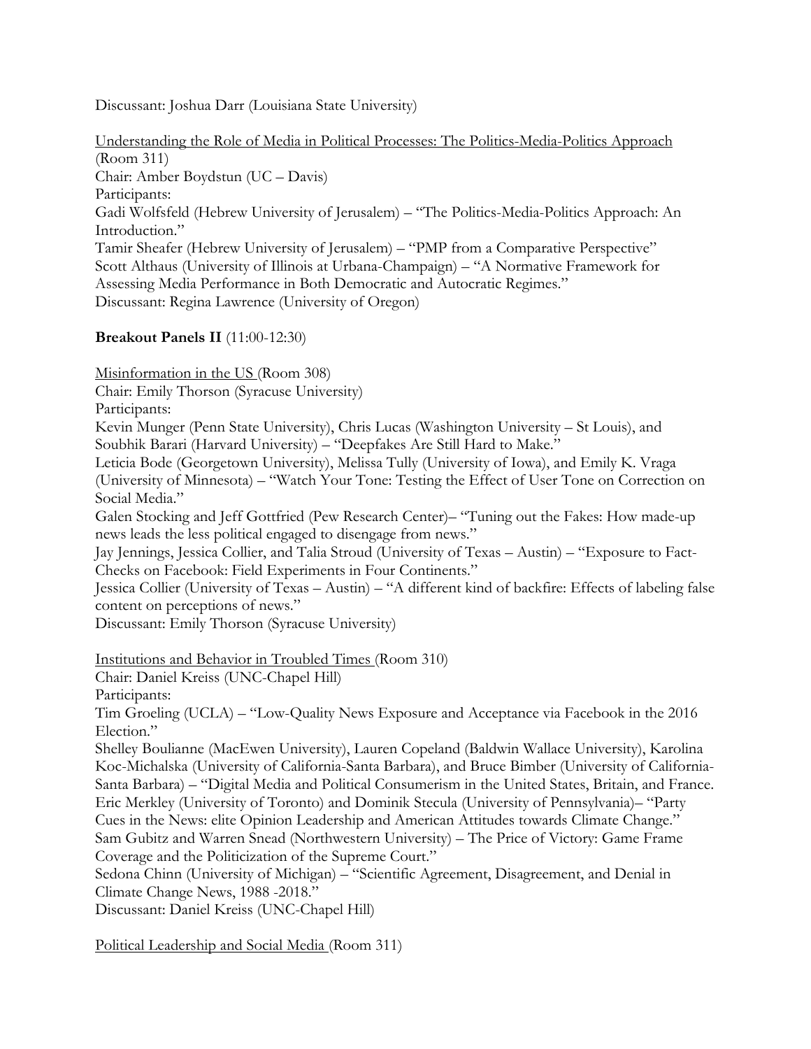Discussant: Joshua Darr (Louisiana State University)

<u>Understanding the Role of Media in Political Processes: The Politics-Media-Politics Approach</u> (Room 311)
Chair: Amber Boydstun (UC – Davis)
Participants:
Gadi Wolfsfeld (Hebrew University of Jerusalem) – "The Politics-Media-Politics Approach: An Introduction."
Tamir Sheafer (Hebrew University of Jerusalem) – "PMP from a Comparative Perspective"
Scott Althaus (University of Illinois at Urbana-Champaign) – "A Normative Framework for Assessing Media Performance in Both Democratic and Autocratic Regimes."
Discussant: Regina Lawrence (University of Oregon)

**Breakout Panels II** (11:00-12:30)

<u>Misinformation in the US</u> (Room 308)
Chair: Emily Thorson (Syracuse University)
Participants:
Kevin Munger (Penn State University), Chris Lucas (Washington University – St Louis), and Soubhik Barari (Harvard University) – "Deepfakes Are Still Hard to Make."
Leticia Bode (Georgetown University), Melissa Tully (University of Iowa), and Emily K. Vraga (University of Minnesota) – "Watch Your Tone: Testing the Effect of User Tone on Correction on Social Media."
Galen Stocking and Jeff Gottfried (Pew Research Center)– "Tuning out the Fakes: How made-up news leads the less political engaged to disengage from news."
Jay Jennings, Jessica Collier, and Talia Stroud (University of Texas – Austin) – "Exposure to Fact-Checks on Facebook: Field Experiments in Four Continents."
Jessica Collier (University of Texas – Austin) – "A different kind of backfire: Effects of labeling false content on perceptions of news."
Discussant: Emily Thorson (Syracuse University)

<u>Institutions and Behavior in Troubled Times</u> (Room 310)
Chair: Daniel Kreiss (UNC-Chapel Hill)
Participants:
Tim Groeling (UCLA) – "Low-Quality News Exposure and Acceptance via Facebook in the 2016 Election."
Shelley Boulianne (MacEwen University), Lauren Copeland (Baldwin Wallace University), Karolina Koc-Michalska (University of California-Santa Barbara), and Bruce Bimber (University of California-Santa Barbara) – "Digital Media and Political Consumerism in the United States, Britain, and France.
Eric Merkley (University of Toronto) and Dominik Stecula (University of Pennsylvania)– "Party Cues in the News: elite Opinion Leadership and American Attitudes towards Climate Change."
Sam Gubitz and Warren Snead (Northwestern University) – The Price of Victory: Game Frame Coverage and the Politicization of the Supreme Court."
Sedona Chinn (University of Michigan) – "Scientific Agreement, Disagreement, and Denial in Climate Change News, 1988 -2018."
Discussant: Daniel Kreiss (UNC-Chapel Hill)

<u>Political Leadership and Social Media</u> (Room 311)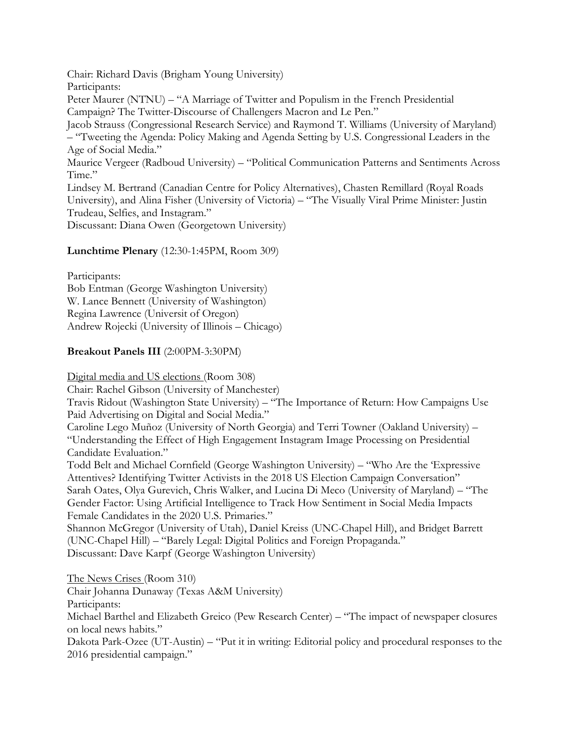Chair: Richard Davis (Brigham Young University)
Participants:
Peter Maurer (NTNU) – "A Marriage of Twitter and Populism in the French Presidential Campaign? The Twitter-Discourse of Challengers Macron and Le Pen."
Jacob Strauss (Congressional Research Service) and Raymond T. Williams (University of Maryland) – "Tweeting the Agenda: Policy Making and Agenda Setting by U.S. Congressional Leaders in the Age of Social Media."
Maurice Vergeer (Radboud University) – "Political Communication Patterns and Sentiments Across Time."
Lindsey M. Bertrand (Canadian Centre for Policy Alternatives), Chasten Remillard (Royal Roads University), and Alina Fisher (University of Victoria) – "The Visually Viral Prime Minister: Justin Trudeau, Selfies, and Instagram."
Discussant: Diana Owen (Georgetown University)

**Lunchtime Plenary** (12:30-1:45PM, Room 309)

Participants:
Bob Entman (George Washington University)
W. Lance Bennett (University of Washington)
Regina Lawrence (Universit of Oregon)
Andrew Rojecki (University of Illinois – Chicago)

**Breakout Panels III** (2:00PM-3:30PM)

<u>Digital media and US elections</u> (Room 308)
Chair: Rachel Gibson (University of Manchester)
Travis Ridout (Washington State University) – "The Importance of Return: How Campaigns Use Paid Advertising on Digital and Social Media."
Caroline Lego Muñoz (University of North Georgia) and Terri Towner (Oakland University) – "Understanding the Effect of High Engagement Instagram Image Processing on Presidential Candidate Evaluation."
Todd Belt and Michael Cornfield (George Washington University) – "Who Are the 'Expressive Attentives? Identifying Twitter Activists in the 2018 US Election Campaign Conversation"
Sarah Oates, Olya Gurevich, Chris Walker, and Lucina Di Meco (University of Maryland) – "The Gender Factor: Using Artificial Intelligence to Track How Sentiment in Social Media Impacts Female Candidates in the 2020 U.S. Primaries."
Shannon McGregor (University of Utah), Daniel Kreiss (UNC-Chapel Hill), and Bridget Barrett (UNC-Chapel Hill) – "Barely Legal: Digital Politics and Foreign Propaganda."
Discussant: Dave Karpf (George Washington University)

<u>The News Crises</u> (Room 310)
Chair Johanna Dunaway (Texas A&M University)
Participants:
Michael Barthel and Elizabeth Greico (Pew Research Center) – "The impact of newspaper closures on local news habits."
Dakota Park-Ozee (UT-Austin) – "Put it in writing: Editorial policy and procedural responses to the 2016 presidential campaign."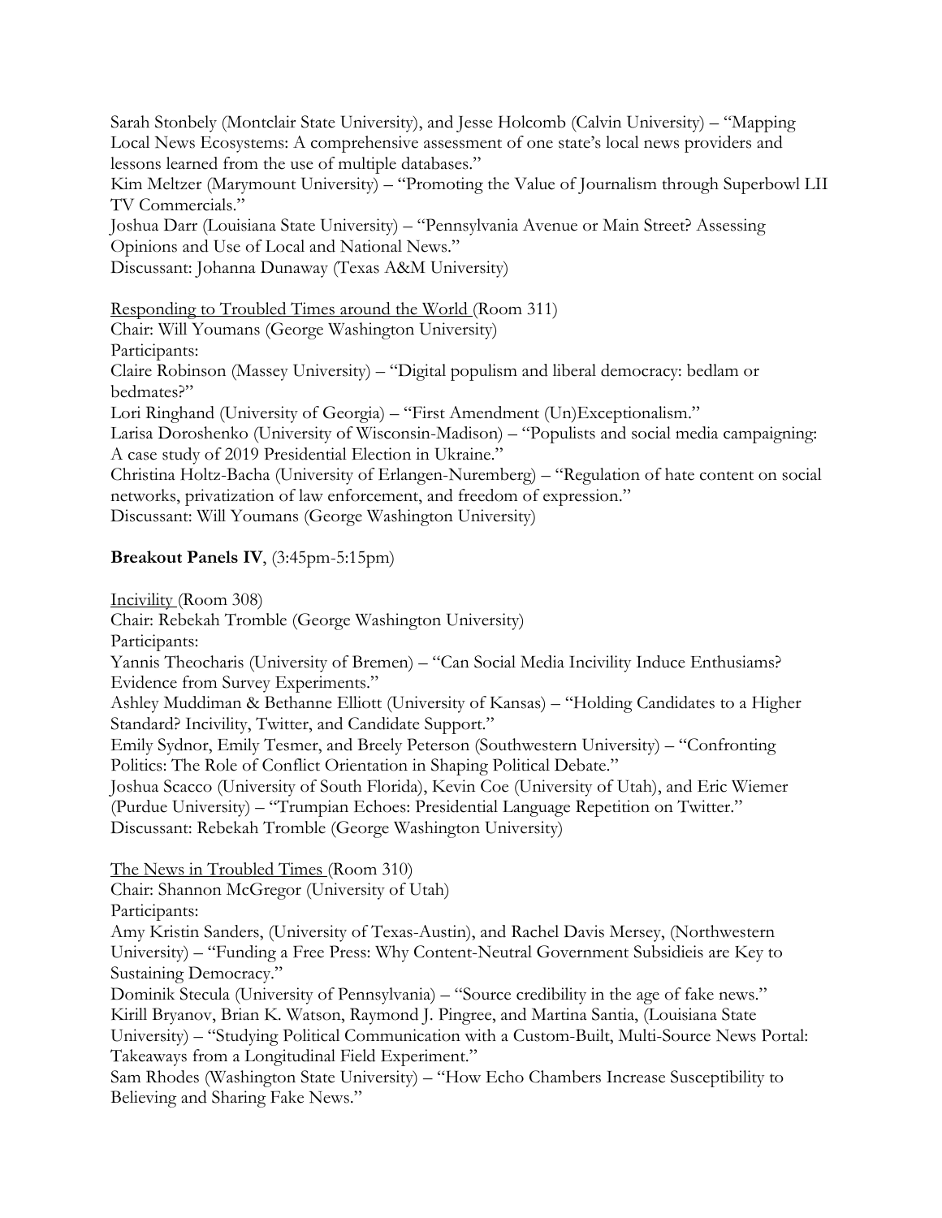Sarah Stonbely (Montclair State University), and Jesse Holcomb (Calvin University) – "Mapping Local News Ecosystems: A comprehensive assessment of one state's local news providers and lessons learned from the use of multiple databases."
Kim Meltzer (Marymount University) – "Promoting the Value of Journalism through Superbowl LII TV Commercials."
Joshua Darr (Louisiana State University) – "Pennsylvania Avenue or Main Street? Assessing Opinions and Use of Local and National News."
Discussant: Johanna Dunaway (Texas A&M University)

<u>Responding to Troubled Times around the World</u> (Room 311)
Chair: Will Youmans (George Washington University)
Participants:
Claire Robinson (Massey University) – "Digital populism and liberal democracy: bedlam or bedmates?"
Lori Ringhand (University of Georgia) – "First Amendment (Un)Exceptionalism."
Larisa Doroshenko (University of Wisconsin-Madison) – "Populists and social media campaigning: A case study of 2019 Presidential Election in Ukraine."
Christina Holtz-Bacha (University of Erlangen-Nuremberg) – "Regulation of hate content on social networks, privatization of law enforcement, and freedom of expression."
Discussant: Will Youmans (George Washington University)

**Breakout Panels IV**, (3:45pm-5:15pm)

<u>Incivility</u> (Room 308)
Chair: Rebekah Tromble (George Washington University)
Participants:
Yannis Theocharis (University of Bremen) – "Can Social Media Incivility Induce Enthusiams? Evidence from Survey Experiments."
Ashley Muddiman & Bethanne Elliott (University of Kansas) – "Holding Candidates to a Higher Standard? Incivility, Twitter, and Candidate Support."
Emily Sydnor, Emily Tesmer, and Breely Peterson (Southwestern University) – "Confronting Politics: The Role of Conflict Orientation in Shaping Political Debate."
Joshua Scacco (University of South Florida), Kevin Coe (University of Utah), and Eric Wiemer (Purdue University) – "Trumpian Echoes: Presidential Language Repetition on Twitter."
Discussant: Rebekah Tromble (George Washington University)

<u>The News in Troubled Times</u> (Room 310)
Chair: Shannon McGregor (University of Utah)
Participants:
Amy Kristin Sanders, (University of Texas-Austin), and Rachel Davis Mersey, (Northwestern University) – "Funding a Free Press: Why Content-Neutral Government Subsidieis are Key to Sustaining Democracy."
Dominik Stecula (University of Pennsylvania) – "Source credibility in the age of fake news."
Kirill Bryanov, Brian K. Watson, Raymond J. Pingree, and Martina Santia, (Louisiana State University) – "Studying Political Communication with a Custom-Built, Multi-Source News Portal: Takeaways from a Longitudinal Field Experiment."
Sam Rhodes (Washington State University) – "How Echo Chambers Increase Susceptibility to Believing and Sharing Fake News."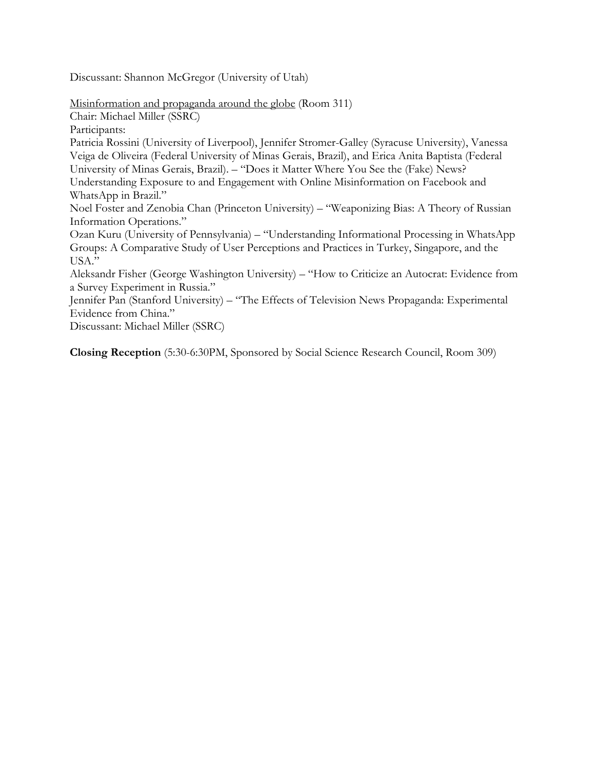Discussant: Shannon McGregor (University of Utah)

<u>Misinformation and propaganda around the globe</u> (Room 311)

Chair: Michael Miller (SSRC)

Participants:

Patricia Rossini (University of Liverpool), Jennifer Stromer-Galley (Syracuse University), Vanessa Veiga de Oliveira (Federal University of Minas Gerais, Brazil), and Erica Anita Baptista (Federal University of Minas Gerais, Brazil). – "Does it Matter Where You See the (Fake) News? Understanding Exposure to and Engagement with Online Misinformation on Facebook and WhatsApp in Brazil."

Noel Foster and Zenobia Chan (Princeton University) – "Weaponizing Bias: A Theory of Russian Information Operations."

Ozan Kuru (University of Pennsylvania) – "Understanding Informational Processing in WhatsApp Groups: A Comparative Study of User Perceptions and Practices in Turkey, Singapore, and the USA."

Aleksandr Fisher (George Washington University) – "How to Criticize an Autocrat: Evidence from a Survey Experiment in Russia."

Jennifer Pan (Stanford University) – "The Effects of Television News Propaganda: Experimental Evidence from China."

Discussant: Michael Miller (SSRC)

**Closing Reception** (5:30-6:30PM, Sponsored by Social Science Research Council, Room 309)